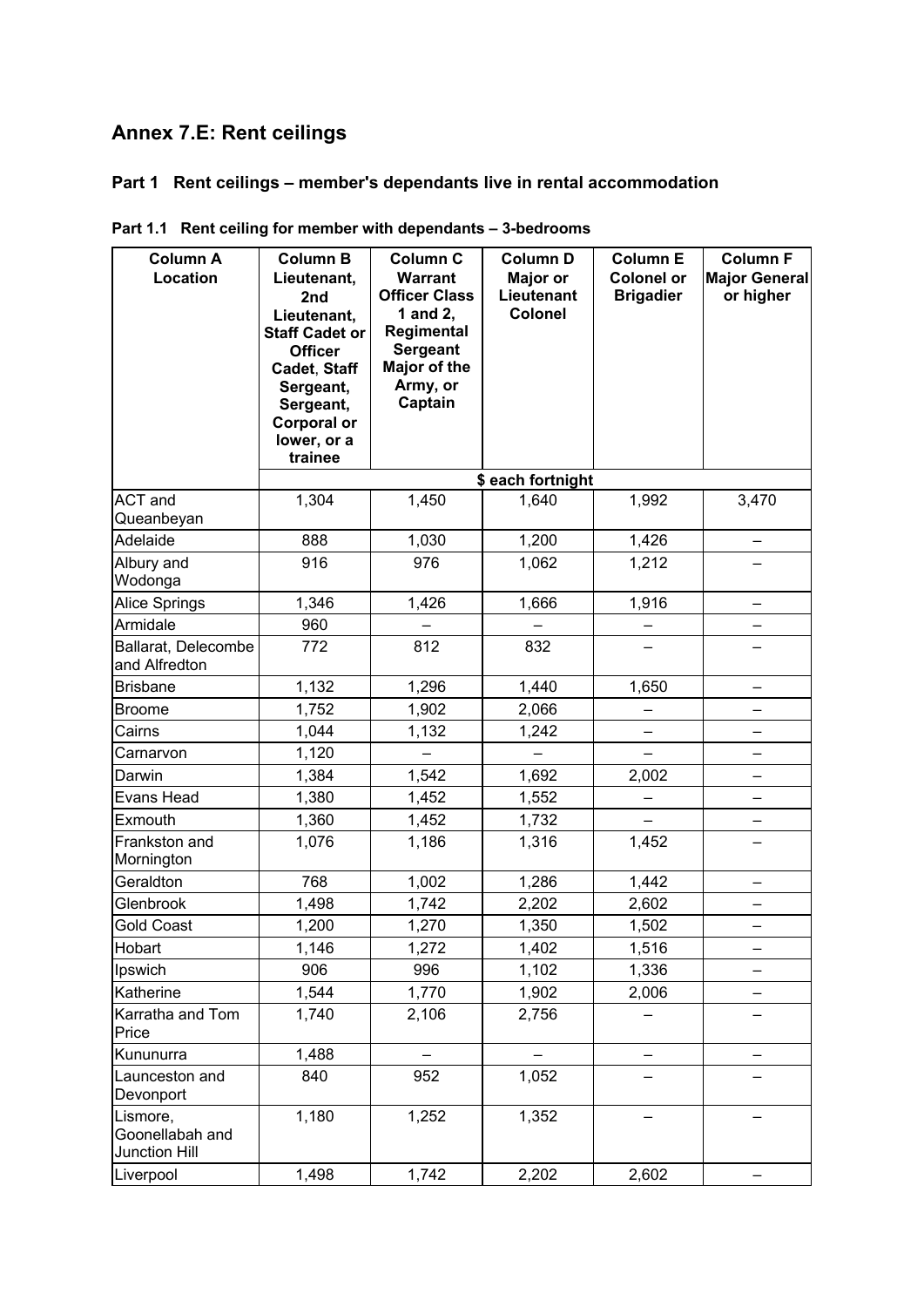# Annex 7.E: Rent ceilings

## Part 1 Rent ceilings – member's dependants live in rental accommodation

### Part 1.1 Rent ceiling for member with dependants – 3-bedrooms

| Column A Location | Column B Lieutenant, 2nd Lieutenant, Staff Cadet or Officer Cadet, Staff Sergeant, Sergeant, Corporal or lower, or a trainee | Column C Warrant Officer Class 1 and 2, Regimental Sergeant Major of the Army, or Captain | Column D Major or Lieutenant Colonel | Column E Colonel or Brigadier | Column F Major General or higher |
|---|---|---|---|---|---|
| | $ each fortnight | | | | |
| ACT and Queanbeyan | 1,304 | 1,450 | 1,640 | 1,992 | 3,470 |
| Adelaide | 888 | 1,030 | 1,200 | 1,426 | – |
| Albury and Wodonga | 916 | 976 | 1,062 | 1,212 | – |
| Alice Springs | 1,346 | 1,426 | 1,666 | 1,916 | – |
| Armidale | 960 | – | – | – | – |
| Ballarat, Delecombe and Alfredton | 772 | 812 | 832 | – | – |
| Brisbane | 1,132 | 1,296 | 1,440 | 1,650 | – |
| Broome | 1,752 | 1,902 | 2,066 | – | – |
| Cairns | 1,044 | 1,132 | 1,242 | – | – |
| Carnarvon | 1,120 | – | – | – | – |
| Darwin | 1,384 | 1,542 | 1,692 | 2,002 | – |
| Evans Head | 1,380 | 1,452 | 1,552 | – | – |
| Exmouth | 1,360 | 1,452 | 1,732 | – | – |
| Frankston and Mornington | 1,076 | 1,186 | 1,316 | 1,452 | – |
| Geraldton | 768 | 1,002 | 1,286 | 1,442 | – |
| Glenbrook | 1,498 | 1,742 | 2,202 | 2,602 | – |
| Gold Coast | 1,200 | 1,270 | 1,350 | 1,502 | – |
| Hobart | 1,146 | 1,272 | 1,402 | 1,516 | – |
| Ipswich | 906 | 996 | 1,102 | 1,336 | – |
| Katherine | 1,544 | 1,770 | 1,902 | 2,006 | – |
| Karratha and Tom Price | 1,740 | 2,106 | 2,756 | – | – |
| Kununurra | 1,488 | – | – | – | – |
| Launceston and Devonport | 840 | 952 | 1,052 | – | – |
| Lismore, Goonellabah and Junction Hill | 1,180 | 1,252 | 1,352 | – | – |
| Liverpool | 1,498 | 1,742 | 2,202 | 2,602 | – |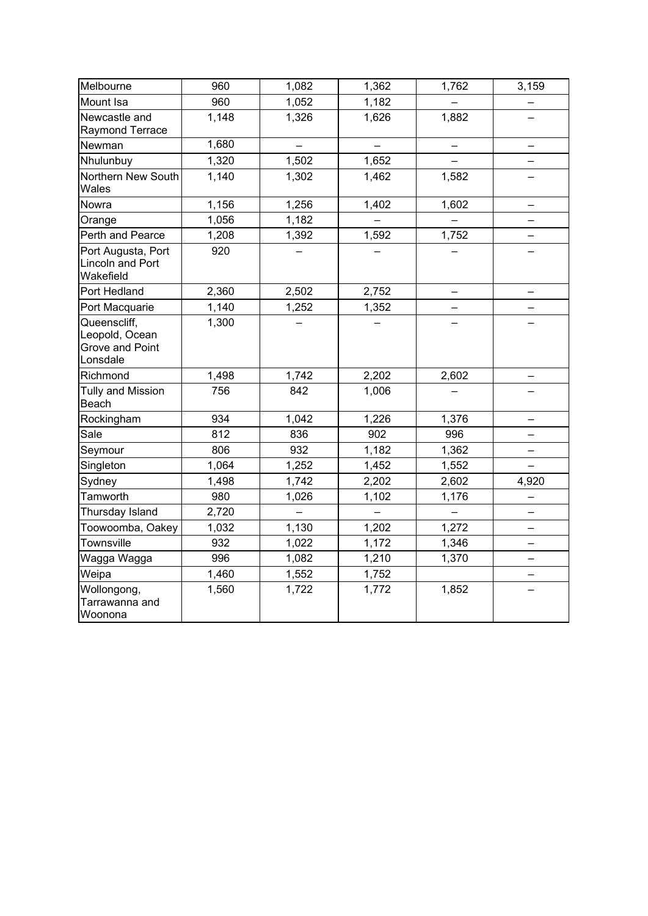| | | | | | |
|---|---|---|---|---|---|
| Melbourne | 960 | 1,082 | 1,362 | 1,762 | 3,159 |
| Mount Isa | 960 | 1,052 | 1,182 | – | – |
| Newcastle and Raymond Terrace | 1,148 | 1,326 | 1,626 | 1,882 | – |
| Newman | 1,680 | – | – | – | – |
| Nhulunbuy | 1,320 | 1,502 | 1,652 | – | – |
| Northern New South Wales | 1,140 | 1,302 | 1,462 | 1,582 | – |
| Nowra | 1,156 | 1,256 | 1,402 | 1,602 | – |
| Orange | 1,056 | 1,182 | – | – | – |
| Perth and Pearce | 1,208 | 1,392 | 1,592 | 1,752 | – |
| Port Augusta, Port Lincoln and Port Wakefield | 920 | – | – | – | – |
| Port Hedland | 2,360 | 2,502 | 2,752 | – | – |
| Port Macquarie | 1,140 | 1,252 | 1,352 | – | – |
| Queenscliff, Leopold, Ocean Grove and Point Lonsdale | 1,300 | – | – | – | – |
| Richmond | 1,498 | 1,742 | 2,202 | 2,602 | – |
| Tully and Mission Beach | 756 | 842 | 1,006 | – | – |
| Rockingham | 934 | 1,042 | 1,226 | 1,376 | – |
| Sale | 812 | 836 | 902 | 996 | – |
| Seymour | 806 | 932 | 1,182 | 1,362 | – |
| Singleton | 1,064 | 1,252 | 1,452 | 1,552 | – |
| Sydney | 1,498 | 1,742 | 2,202 | 2,602 | 4,920 |
| Tamworth | 980 | 1,026 | 1,102 | 1,176 | – |
| Thursday Island | 2,720 | – | – | – | – |
| Toowoomba, Oakey | 1,032 | 1,130 | 1,202 | 1,272 | – |
| Townsville | 932 | 1,022 | 1,172 | 1,346 | – |
| Wagga Wagga | 996 | 1,082 | 1,210 | 1,370 | – |
| Weipa | 1,460 | 1,552 | 1,752 | | – |
| Wollongong, Tarrawanna and Woonona | 1,560 | 1,722 | 1,772 | 1,852 | – |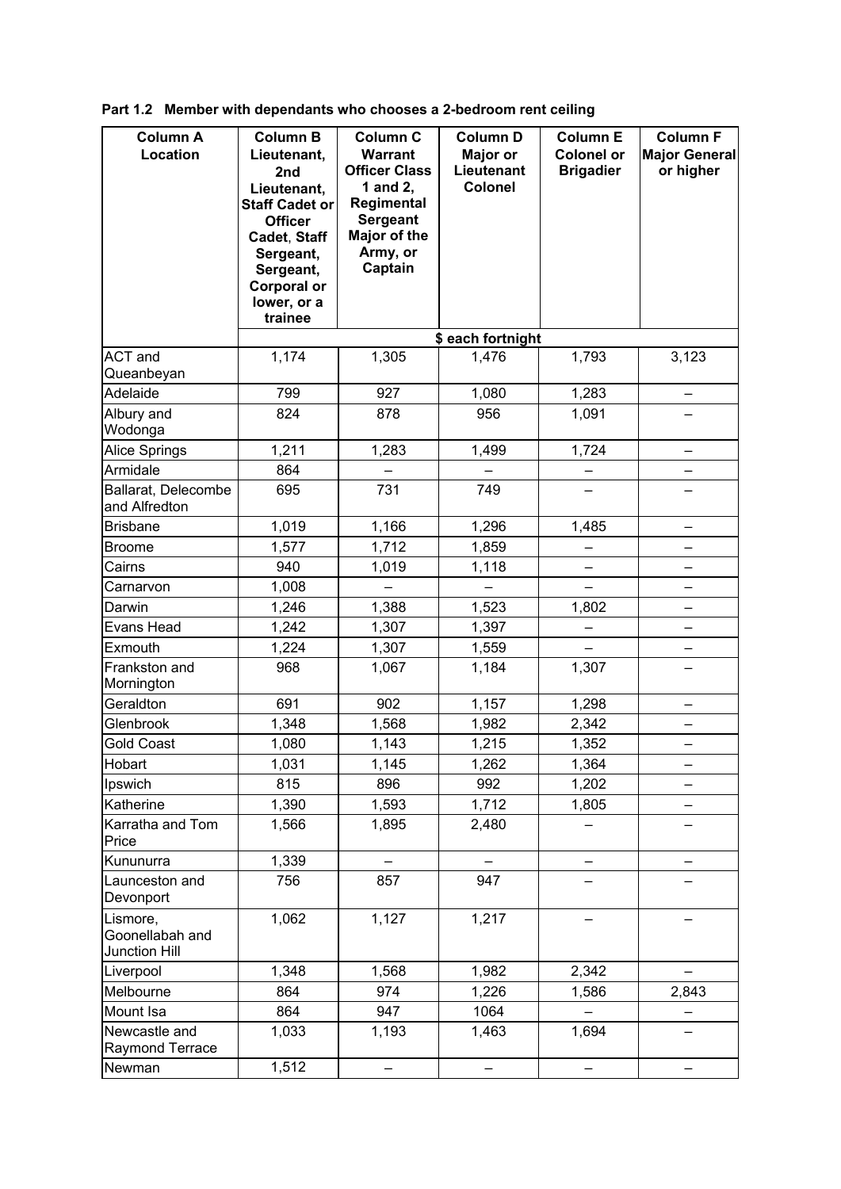**Part 1.2 Member with dependants who chooses a 2-bedroom rent ceiling**

| Column A Location | Column B Lieutenant, 2nd Lieutenant, Staff Cadet or Officer Cadet, Staff Sergeant, Sergeant, Corporal or lower, or a trainee | Column C Warrant Officer Class 1 and 2, Regimental Sergeant Major of the Army, or Captain | Column D Major or Lieutenant Colonel | Column E Colonel or Brigadier | Column F Major General or higher |
|---|---|---|---|---|---|
| | $ each fortnight | | | | |
| ACT and Queanbeyan | 1,174 | 1,305 | 1,476 | 1,793 | 3,123 |
| Adelaide | 799 | 927 | 1,080 | 1,283 | – |
| Albury and Wodonga | 824 | 878 | 956 | 1,091 | – |
| Alice Springs | 1,211 | 1,283 | 1,499 | 1,724 | – |
| Armidale | 864 | – | – | – | – |
| Ballarat, Delecombe and Alfredton | 695 | 731 | 749 | – | – |
| Brisbane | 1,019 | 1,166 | 1,296 | 1,485 | – |
| Broome | 1,577 | 1,712 | 1,859 | – | – |
| Cairns | 940 | 1,019 | 1,118 | – | – |
| Carnarvon | 1,008 | – | – | – | – |
| Darwin | 1,246 | 1,388 | 1,523 | 1,802 | – |
| Evans Head | 1,242 | 1,307 | 1,397 | – | – |
| Exmouth | 1,224 | 1,307 | 1,559 | – | – |
| Frankston and Mornington | 968 | 1,067 | 1,184 | 1,307 | – |
| Geraldton | 691 | 902 | 1,157 | 1,298 | – |
| Glenbrook | 1,348 | 1,568 | 1,982 | 2,342 | – |
| Gold Coast | 1,080 | 1,143 | 1,215 | 1,352 | – |
| Hobart | 1,031 | 1,145 | 1,262 | 1,364 | – |
| Ipswich | 815 | 896 | 992 | 1,202 | – |
| Katherine | 1,390 | 1,593 | 1,712 | 1,805 | – |
| Karratha and Tom Price | 1,566 | 1,895 | 2,480 | – | – |
| Kununurra | 1,339 | – | – | – | – |
| Launceston and Devonport | 756 | 857 | 947 | – | – |
| Lismore, Goonellabah and Junction Hill | 1,062 | 1,127 | 1,217 | – | – |
| Liverpool | 1,348 | 1,568 | 1,982 | 2,342 | – |
| Melbourne | 864 | 974 | 1,226 | 1,586 | 2,843 |
| Mount Isa | 864 | 947 | 1064 | – | – |
| Newcastle and Raymond Terrace | 1,033 | 1,193 | 1,463 | 1,694 | – |
| Newman | 1,512 | – | – | – | – |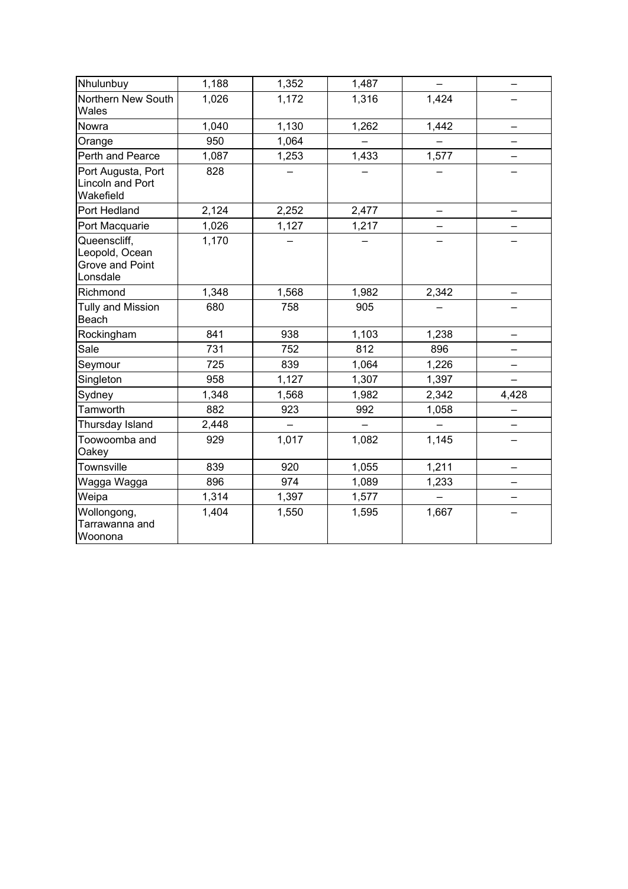| | | | | | |
|---|---|---|---|---|---|
| Nhulunbuy | 1,188 | 1,352 | 1,487 | – | – |
| Northern New South Wales | 1,026 | 1,172 | 1,316 | 1,424 | – |
| Nowra | 1,040 | 1,130 | 1,262 | 1,442 | – |
| Orange | 950 | 1,064 | – | – | – |
| Perth and Pearce | 1,087 | 1,253 | 1,433 | 1,577 | – |
| Port Augusta, Port Lincoln and Port Wakefield | 828 | – | – | – | – |
| Port Hedland | 2,124 | 2,252 | 2,477 | – | – |
| Port Macquarie | 1,026 | 1,127 | 1,217 | – | – |
| Queenscliff, Leopold, Ocean Grove and Point Lonsdale | 1,170 | – | – | – | – |
| Richmond | 1,348 | 1,568 | 1,982 | 2,342 | – |
| Tully and Mission Beach | 680 | 758 | 905 | – | – |
| Rockingham | 841 | 938 | 1,103 | 1,238 | – |
| Sale | 731 | 752 | 812 | 896 | – |
| Seymour | 725 | 839 | 1,064 | 1,226 | – |
| Singleton | 958 | 1,127 | 1,307 | 1,397 | – |
| Sydney | 1,348 | 1,568 | 1,982 | 2,342 | 4,428 |
| Tamworth | 882 | 923 | 992 | 1,058 | – |
| Thursday Island | 2,448 | – | – | – | – |
| Toowoomba and Oakey | 929 | 1,017 | 1,082 | 1,145 | – |
| Townsville | 839 | 920 | 1,055 | 1,211 | – |
| Wagga Wagga | 896 | 974 | 1,089 | 1,233 | – |
| Weipa | 1,314 | 1,397 | 1,577 | – | – |
| Wollongong, Tarrawanna and Woonona | 1,404 | 1,550 | 1,595 | 1,667 | – |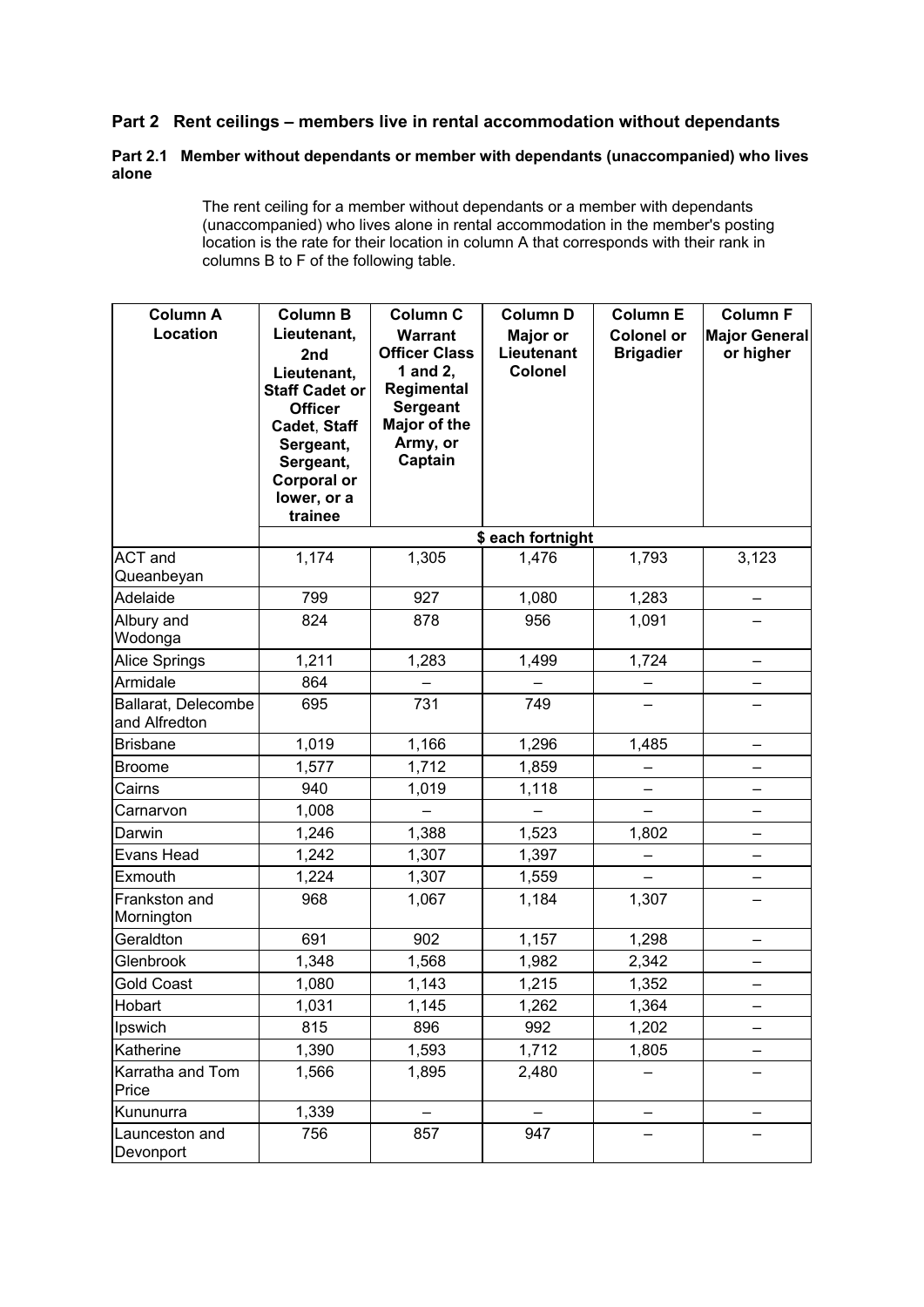## Part 2 Rent ceilings – members live in rental accommodation without dependants

### Part 2.1 Member without dependants or member with dependants (unaccompanied) who lives alone

The rent ceiling for a member without dependants or a member with dependants (unaccompanied) who lives alone in rental accommodation in the member's posting location is the rate for their location in column A that corresponds with their rank in columns B to F of the following table.

| Column A Location | Column B Lieutenant, 2nd Lieutenant, Staff Cadet or Officer Cadet, Staff Sergeant, Sergeant, Corporal or lower, or a trainee | Column C Warrant Officer Class 1 and 2, Regimental Sergeant Major of the Army, or Captain | Column D Major or Lieutenant Colonel | Column E Colonel or Brigadier | Column F Major General or higher |
|---|---|---|---|---|---|
| | $ each fortnight | | | | |
| ACT and Queanbeyan | 1,174 | 1,305 | 1,476 | 1,793 | 3,123 |
| Adelaide | 799 | 927 | 1,080 | 1,283 | – |
| Albury and Wodonga | 824 | 878 | 956 | 1,091 | – |
| Alice Springs | 1,211 | 1,283 | 1,499 | 1,724 | – |
| Armidale | 864 | – | – | – | – |
| Ballarat, Delecombe and Alfredton | 695 | 731 | 749 | – | – |
| Brisbane | 1,019 | 1,166 | 1,296 | 1,485 | – |
| Broome | 1,577 | 1,712 | 1,859 | – | – |
| Cairns | 940 | 1,019 | 1,118 | – | – |
| Carnarvon | 1,008 | – | – | – | – |
| Darwin | 1,246 | 1,388 | 1,523 | 1,802 | – |
| Evans Head | 1,242 | 1,307 | 1,397 | – | – |
| Exmouth | 1,224 | 1,307 | 1,559 | – | – |
| Frankston and Mornington | 968 | 1,067 | 1,184 | 1,307 | – |
| Geraldton | 691 | 902 | 1,157 | 1,298 | – |
| Glenbrook | 1,348 | 1,568 | 1,982 | 2,342 | – |
| Gold Coast | 1,080 | 1,143 | 1,215 | 1,352 | – |
| Hobart | 1,031 | 1,145 | 1,262 | 1,364 | – |
| Ipswich | 815 | 896 | 992 | 1,202 | – |
| Katherine | 1,390 | 1,593 | 1,712 | 1,805 | – |
| Karratha and Tom Price | 1,566 | 1,895 | 2,480 | – | – |
| Kununurra | 1,339 | – | – | – | – |
| Launceston and Devonport | 756 | 857 | 947 | – | – |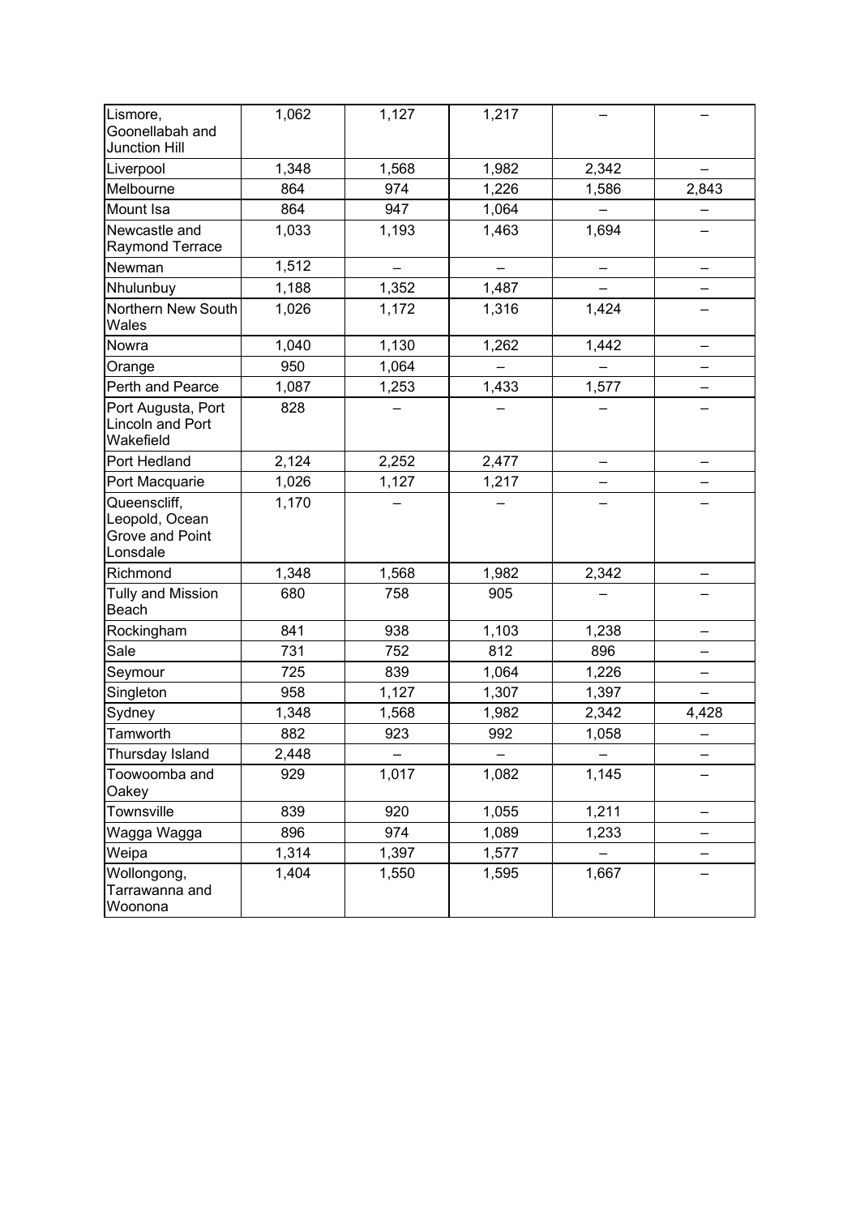| | | | | | |
|---|---|---|---|---|---|
| Lismore, Goonellabah and Junction Hill | 1,062 | 1,127 | 1,217 | – | – |
| Liverpool | 1,348 | 1,568 | 1,982 | 2,342 | – |
| Melbourne | 864 | 974 | 1,226 | 1,586 | 2,843 |
| Mount Isa | 864 | 947 | 1,064 | – | – |
| Newcastle and Raymond Terrace | 1,033 | 1,193 | 1,463 | 1,694 | – |
| Newman | 1,512 | – | – | – | – |
| Nhulunbuy | 1,188 | 1,352 | 1,487 | – | – |
| Northern New South Wales | 1,026 | 1,172 | 1,316 | 1,424 | – |
| Nowra | 1,040 | 1,130 | 1,262 | 1,442 | – |
| Orange | 950 | 1,064 | – | – | – |
| Perth and Pearce | 1,087 | 1,253 | 1,433 | 1,577 | – |
| Port Augusta, Port Lincoln and Port Wakefield | 828 | – | – | – | – |
| Port Hedland | 2,124 | 2,252 | 2,477 | – | – |
| Port Macquarie | 1,026 | 1,127 | 1,217 | – | – |
| Queenscliff, Leopold, Ocean Grove and Point Lonsdale | 1,170 | – | – | – | – |
| Richmond | 1,348 | 1,568 | 1,982 | 2,342 | – |
| Tully and Mission Beach | 680 | 758 | 905 | – | – |
| Rockingham | 841 | 938 | 1,103 | 1,238 | – |
| Sale | 731 | 752 | 812 | 896 | – |
| Seymour | 725 | 839 | 1,064 | 1,226 | – |
| Singleton | 958 | 1,127 | 1,307 | 1,397 | – |
| Sydney | 1,348 | 1,568 | 1,982 | 2,342 | 4,428 |
| Tamworth | 882 | 923 | 992 | 1,058 | – |
| Thursday Island | 2,448 | – | – | – | – |
| Toowoomba and Oakey | 929 | 1,017 | 1,082 | 1,145 | – |
| Townsville | 839 | 920 | 1,055 | 1,211 | – |
| Wagga Wagga | 896 | 974 | 1,089 | 1,233 | – |
| Weipa | 1,314 | 1,397 | 1,577 | – | – |
| Wollongong, Tarrawanna and Woonona | 1,404 | 1,550 | 1,595 | 1,667 | – |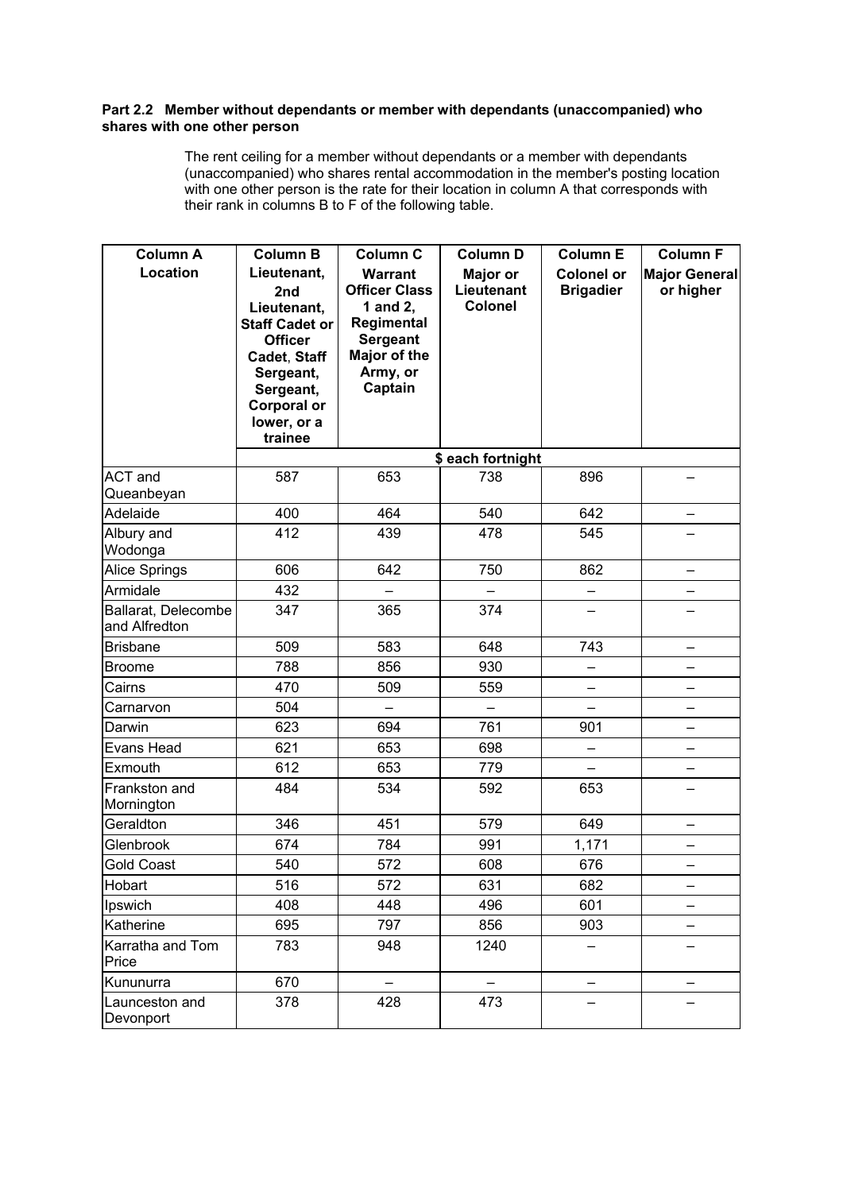#### Part 2.2 Member without dependants or member with dependants (unaccompanied) who shares with one other person

The rent ceiling for a member without dependants or a member with dependants (unaccompanied) who shares rental accommodation in the member's posting location with one other person is the rate for their location in column A that corresponds with their rank in columns B to F of the following table.

| Column A<br>Location | Column B<br>Lieutenant, 2nd Lieutenant, Staff Cadet or Officer Cadet, Staff Sergeant, Sergeant, Corporal or lower, or a trainee | Column C<br>Warrant Officer Class 1 and 2, Regimental Sergeant Major of the Army, or Captain | Column D<br>Major or Lieutenant Colonel | Column E<br>Colonel or Brigadier | Column F<br>Major General or higher |
|---|---|---|---|---|---|
| | $ each fortnight | | | | |
| ACT and Queanbeyan | 587 | 653 | 738 | 896 | – |
| Adelaide | 400 | 464 | 540 | 642 | – |
| Albury and Wodonga | 412 | 439 | 478 | 545 | – |
| Alice Springs | 606 | 642 | 750 | 862 | – |
| Armidale | 432 | – | – | – | – |
| Ballarat, Delecombe and Alfredton | 347 | 365 | 374 | – | – |
| Brisbane | 509 | 583 | 648 | 743 | – |
| Broome | 788 | 856 | 930 | – | – |
| Cairns | 470 | 509 | 559 | – | – |
| Carnarvon | 504 | – | – | – | – |
| Darwin | 623 | 694 | 761 | 901 | – |
| Evans Head | 621 | 653 | 698 | – | – |
| Exmouth | 612 | 653 | 779 | – | – |
| Frankston and Mornington | 484 | 534 | 592 | 653 | – |
| Geraldton | 346 | 451 | 579 | 649 | – |
| Glenbrook | 674 | 784 | 991 | 1,171 | – |
| Gold Coast | 540 | 572 | 608 | 676 | – |
| Hobart | 516 | 572 | 631 | 682 | – |
| Ipswich | 408 | 448 | 496 | 601 | – |
| Katherine | 695 | 797 | 856 | 903 | – |
| Karratha and Tom Price | 783 | 948 | 1240 | – | – |
| Kununurra | 670 | – | – | – | – |
| Launceston and Devonport | 378 | 428 | 473 | – | – |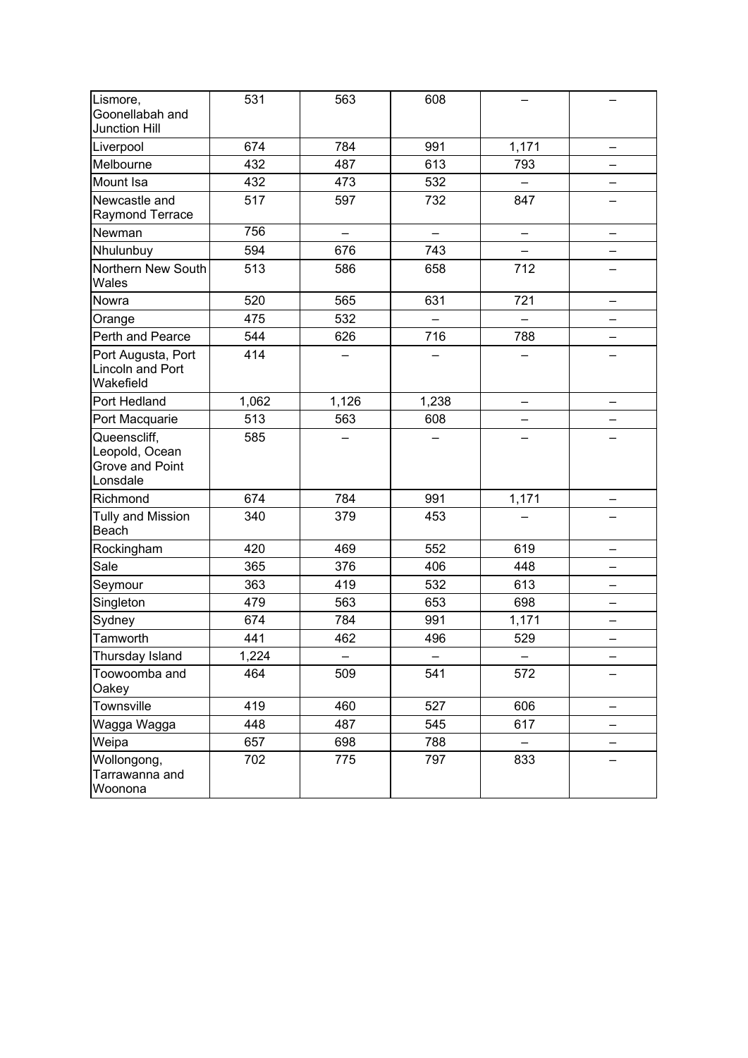| | | | | | |
|---|---|---|---|---|---|
| Lismore, Goonellabah and Junction Hill | 531 | 563 | 608 | – | – |
| Liverpool | 674 | 784 | 991 | 1,171 | – |
| Melbourne | 432 | 487 | 613 | 793 | – |
| Mount Isa | 432 | 473 | 532 | – | – |
| Newcastle and Raymond Terrace | 517 | 597 | 732 | 847 | – |
| Newman | 756 | – | – | – | – |
| Nhulunbuy | 594 | 676 | 743 | – | – |
| Northern New South Wales | 513 | 586 | 658 | 712 | – |
| Nowra | 520 | 565 | 631 | 721 | – |
| Orange | 475 | 532 | – | – | – |
| Perth and Pearce | 544 | 626 | 716 | 788 | – |
| Port Augusta, Port Lincoln and Port Wakefield | 414 | – | – | – | – |
| Port Hedland | 1,062 | 1,126 | 1,238 | – | – |
| Port Macquarie | 513 | 563 | 608 | – | – |
| Queenscliff, Leopold, Ocean Grove and Point Lonsdale | 585 | – | – | – | – |
| Richmond | 674 | 784 | 991 | 1,171 | – |
| Tully and Mission Beach | 340 | 379 | 453 | – | – |
| Rockingham | 420 | 469 | 552 | 619 | – |
| Sale | 365 | 376 | 406 | 448 | – |
| Seymour | 363 | 419 | 532 | 613 | – |
| Singleton | 479 | 563 | 653 | 698 | – |
| Sydney | 674 | 784 | 991 | 1,171 | – |
| Tamworth | 441 | 462 | 496 | 529 | – |
| Thursday Island | 1,224 | – | – | – | – |
| Toowoomba and Oakey | 464 | 509 | 541 | 572 | – |
| Townsville | 419 | 460 | 527 | 606 | – |
| Wagga Wagga | 448 | 487 | 545 | 617 | – |
| Weipa | 657 | 698 | 788 | – | – |
| Wollongong, Tarrawanna and Woonona | 702 | 775 | 797 | 833 | – |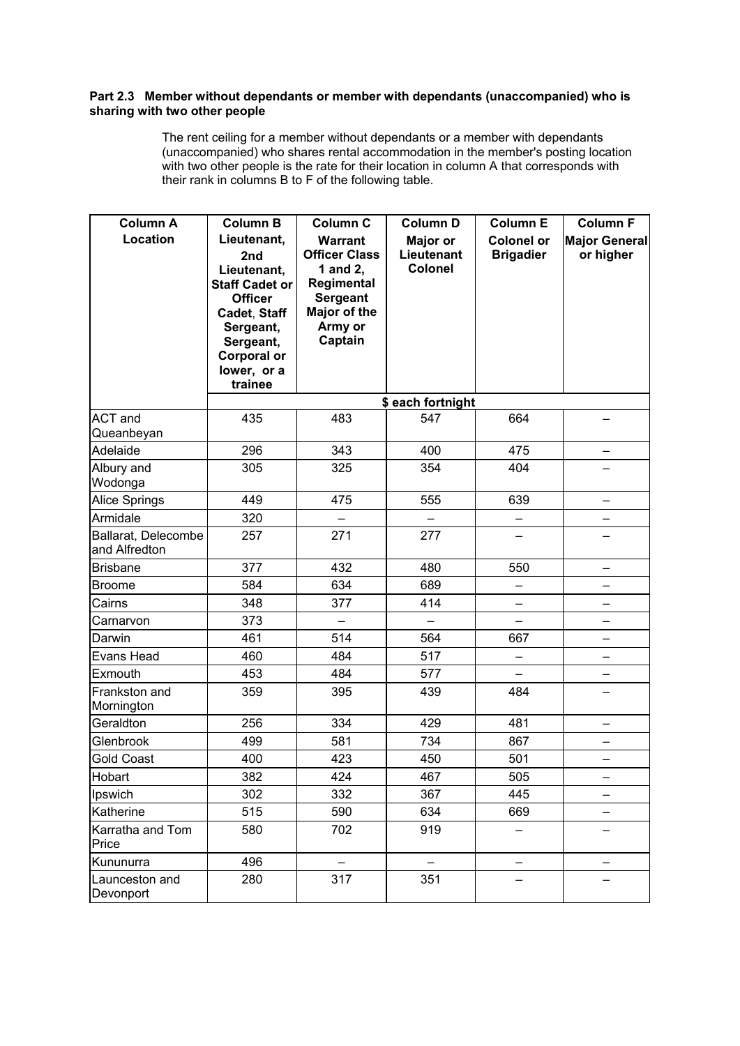**Part 2.3 Member without dependants or member with dependants (unaccompanied) who is sharing with two other people**

The rent ceiling for a member without dependants or a member with dependants (unaccompanied) who shares rental accommodation in the member's posting location with two other people is the rate for their location in column A that corresponds with their rank in columns B to F of the following table.

| Column A Location | Column B Lieutenant, 2nd Lieutenant, Staff Cadet or Officer Cadet, Staff Sergeant, Sergeant, Corporal or lower, or a trainee | Column C Warrant Officer Class 1 and 2, Regimental Sergeant Major of the Army or Captain | Column D Major or Lieutenant Colonel | Column E Colonel or Brigadier | Column F Major General or higher |
|---|---|---|---|---|---|
| | $ each fortnight | | | | |
| ACT and Queanbeyan | 435 | 483 | 547 | 664 | – |
| Adelaide | 296 | 343 | 400 | 475 | – |
| Albury and Wodonga | 305 | 325 | 354 | 404 | – |
| Alice Springs | 449 | 475 | 555 | 639 | – |
| Armidale | 320 | – | – | – | – |
| Ballarat, Delecombe and Alfredton | 257 | 271 | 277 | – | – |
| Brisbane | 377 | 432 | 480 | 550 | – |
| Broome | 584 | 634 | 689 | – | – |
| Cairns | 348 | 377 | 414 | – | – |
| Carnarvon | 373 | – | – | – | – |
| Darwin | 461 | 514 | 564 | 667 | – |
| Evans Head | 460 | 484 | 517 | – | – |
| Exmouth | 453 | 484 | 577 | – | – |
| Frankston and Mornington | 359 | 395 | 439 | 484 | – |
| Geraldton | 256 | 334 | 429 | 481 | – |
| Glenbrook | 499 | 581 | 734 | 867 | – |
| Gold Coast | 400 | 423 | 450 | 501 | – |
| Hobart | 382 | 424 | 467 | 505 | – |
| Ipswich | 302 | 332 | 367 | 445 | – |
| Katherine | 515 | 590 | 634 | 669 | – |
| Karratha and Tom Price | 580 | 702 | 919 | – | – |
| Kununurra | 496 | – | – | – | – |
| Launceston and Devonport | 280 | 317 | 351 | – | – |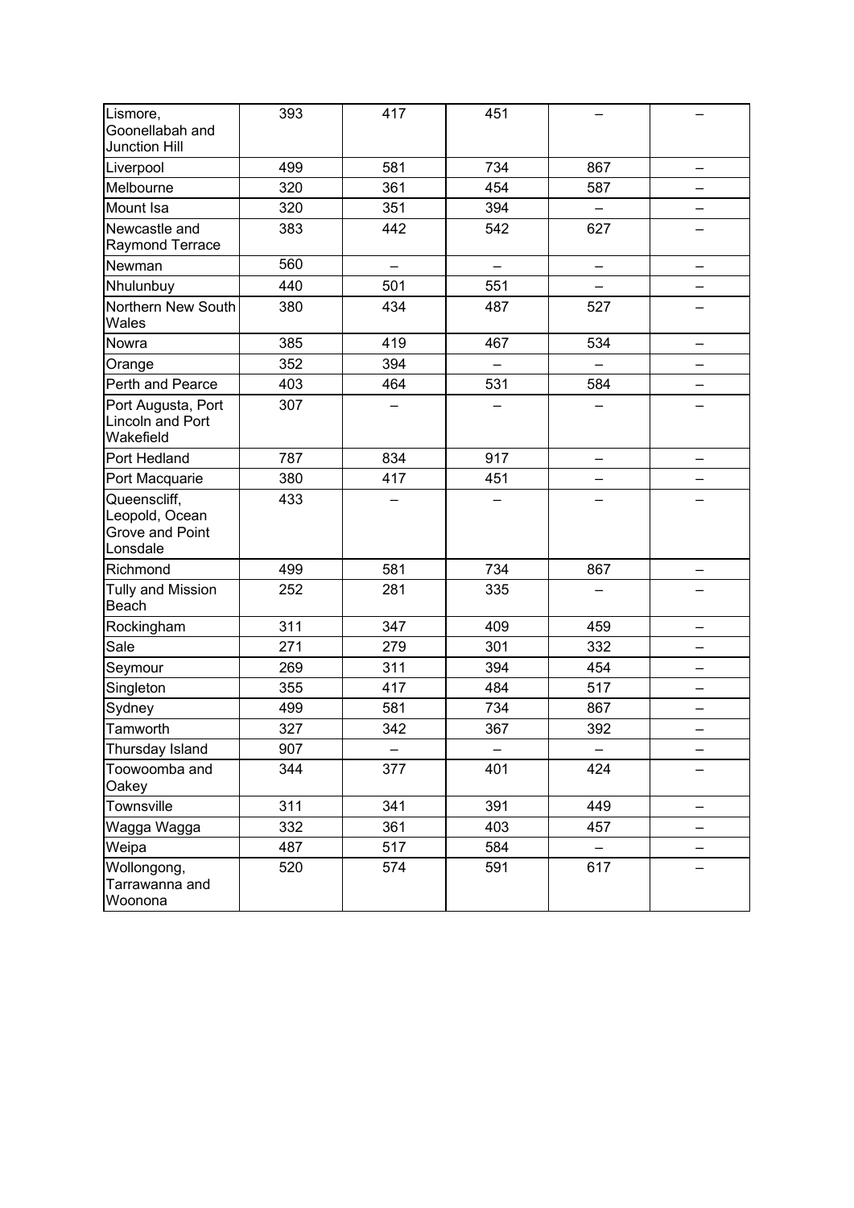| | | | | | |
|---|---|---|---|---|---|
| Lismore, Goonellabah and Junction Hill | 393 | 417 | 451 | – | – |
| Liverpool | 499 | 581 | 734 | 867 | – |
| Melbourne | 320 | 361 | 454 | 587 | – |
| Mount Isa | 320 | 351 | 394 | – | – |
| Newcastle and Raymond Terrace | 383 | 442 | 542 | 627 | – |
| Newman | 560 | – | – | – | – |
| Nhulunbuy | 440 | 501 | 551 | – | – |
| Northern New South Wales | 380 | 434 | 487 | 527 | – |
| Nowra | 385 | 419 | 467 | 534 | – |
| Orange | 352 | 394 | – | – | – |
| Perth and Pearce | 403 | 464 | 531 | 584 | – |
| Port Augusta, Port Lincoln and Port Wakefield | 307 | – | – | – | – |
| Port Hedland | 787 | 834 | 917 | – | – |
| Port Macquarie | 380 | 417 | 451 | – | – |
| Queenscliff, Leopold, Ocean Grove and Point Lonsdale | 433 | – | – | – | – |
| Richmond | 499 | 581 | 734 | 867 | – |
| Tully and Mission Beach | 252 | 281 | 335 | – | – |
| Rockingham | 311 | 347 | 409 | 459 | – |
| Sale | 271 | 279 | 301 | 332 | – |
| Seymour | 269 | 311 | 394 | 454 | – |
| Singleton | 355 | 417 | 484 | 517 | – |
| Sydney | 499 | 581 | 734 | 867 | – |
| Tamworth | 327 | 342 | 367 | 392 | – |
| Thursday Island | 907 | – | – | – | – |
| Toowoomba and Oakey | 344 | 377 | 401 | 424 | – |
| Townsville | 311 | 341 | 391 | 449 | – |
| Wagga Wagga | 332 | 361 | 403 | 457 | – |
| Weipa | 487 | 517 | 584 | – | – |
| Wollongong, Tarrawanna and Woonona | 520 | 574 | 591 | 617 | – |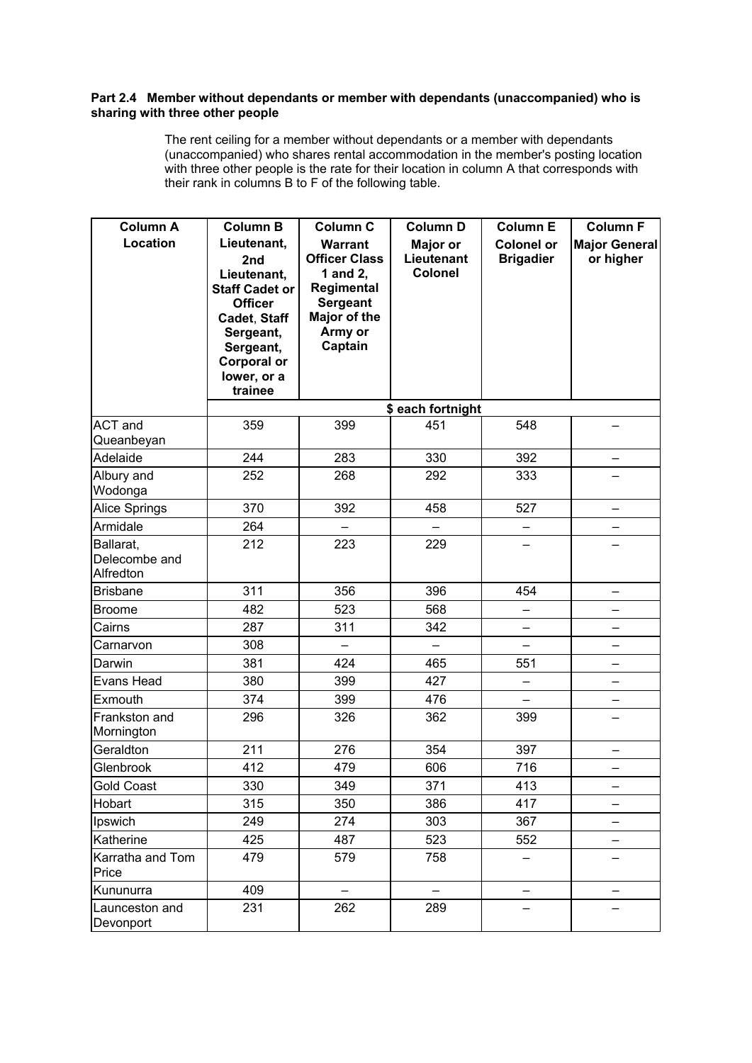**Part 2.4 Member without dependants or member with dependants (unaccompanied) who is sharing with three other people**

The rent ceiling for a member without dependants or a member with dependants (unaccompanied) who shares rental accommodation in the member's posting location with three other people is the rate for their location in column A that corresponds with their rank in columns B to F of the following table.

| Column A<br>Location | Column B<br>Lieutenant, 2nd Lieutenant, Staff Cadet or Officer Cadet, Staff Sergeant, Sergeant, Corporal or lower, or a trainee | Column C<br>Warrant Officer Class 1 and 2, Regimental Sergeant Major of the Army or Captain | Column D<br>Major or Lieutenant Colonel | Column E<br>Colonel or Brigadier | Column F<br>Major General or higher |
|---|---|---|---|---|---|
| | $ each fortnight | | | | |
| ACT and Queanbeyan | 359 | 399 | 451 | 548 | – |
| Adelaide | 244 | 283 | 330 | 392 | – |
| Albury and Wodonga | 252 | 268 | 292 | 333 | – |
| Alice Springs | 370 | 392 | 458 | 527 | – |
| Armidale | 264 | – | – | – | – |
| Ballarat, Delecombe and Alfredton | 212 | 223 | 229 | – | – |
| Brisbane | 311 | 356 | 396 | 454 | – |
| Broome | 482 | 523 | 568 | – | – |
| Cairns | 287 | 311 | 342 | – | – |
| Carnarvon | 308 | – | – | – | – |
| Darwin | 381 | 424 | 465 | 551 | – |
| Evans Head | 380 | 399 | 427 | – | – |
| Exmouth | 374 | 399 | 476 | – | – |
| Frankston and Mornington | 296 | 326 | 362 | 399 | – |
| Geraldton | 211 | 276 | 354 | 397 | – |
| Glenbrook | 412 | 479 | 606 | 716 | – |
| Gold Coast | 330 | 349 | 371 | 413 | – |
| Hobart | 315 | 350 | 386 | 417 | – |
| Ipswich | 249 | 274 | 303 | 367 | – |
| Katherine | 425 | 487 | 523 | 552 | – |
| Karratha and Tom Price | 479 | 579 | 758 | – | – |
| Kununurra | 409 | – | – | – | – |
| Launceston and Devonport | 231 | 262 | 289 | – | – |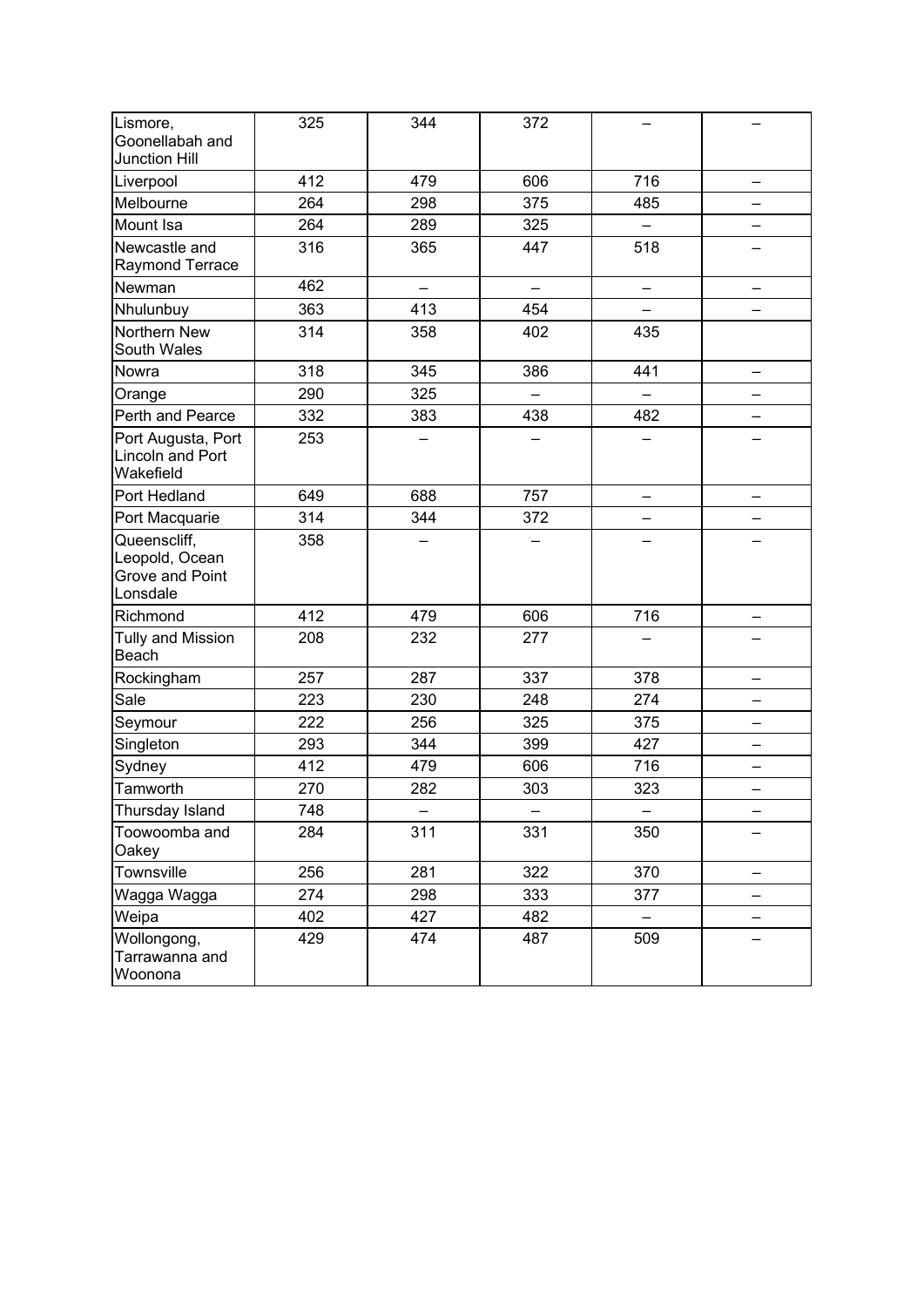| | | | | | |
|---|---|---|---|---|---|
| Lismore, Goonellabah and Junction Hill | 325 | 344 | 372 | – | – |
| Liverpool | 412 | 479 | 606 | 716 | – |
| Melbourne | 264 | 298 | 375 | 485 | – |
| Mount Isa | 264 | 289 | 325 | – | – |
| Newcastle and Raymond Terrace | 316 | 365 | 447 | 518 | – |
| Newman | 462 | – | – | – | – |
| Nhulunbuy | 363 | 413 | 454 | – | – |
| Northern New South Wales | 314 | 358 | 402 | 435 | |
| Nowra | 318 | 345 | 386 | 441 | – |
| Orange | 290 | 325 | – | – | – |
| Perth and Pearce | 332 | 383 | 438 | 482 | – |
| Port Augusta, Port Lincoln and Port Wakefield | 253 | – | – | – | – |
| Port Hedland | 649 | 688 | 757 | – | – |
| Port Macquarie | 314 | 344 | 372 | – | – |
| Queenscliff, Leopold, Ocean Grove and Point Lonsdale | 358 | – | – | – | – |
| Richmond | 412 | 479 | 606 | 716 | – |
| Tully and Mission Beach | 208 | 232 | 277 | – | – |
| Rockingham | 257 | 287 | 337 | 378 | – |
| Sale | 223 | 230 | 248 | 274 | – |
| Seymour | 222 | 256 | 325 | 375 | – |
| Singleton | 293 | 344 | 399 | 427 | – |
| Sydney | 412 | 479 | 606 | 716 | – |
| Tamworth | 270 | 282 | 303 | 323 | – |
| Thursday Island | 748 | – | – | – | – |
| Toowoomba and Oakey | 284 | 311 | 331 | 350 | – |
| Townsville | 256 | 281 | 322 | 370 | – |
| Wagga Wagga | 274 | 298 | 333 | 377 | – |
| Weipa | 402 | 427 | 482 | – | – |
| Wollongong, Tarrawanna and Woonona | 429 | 474 | 487 | 509 | – |